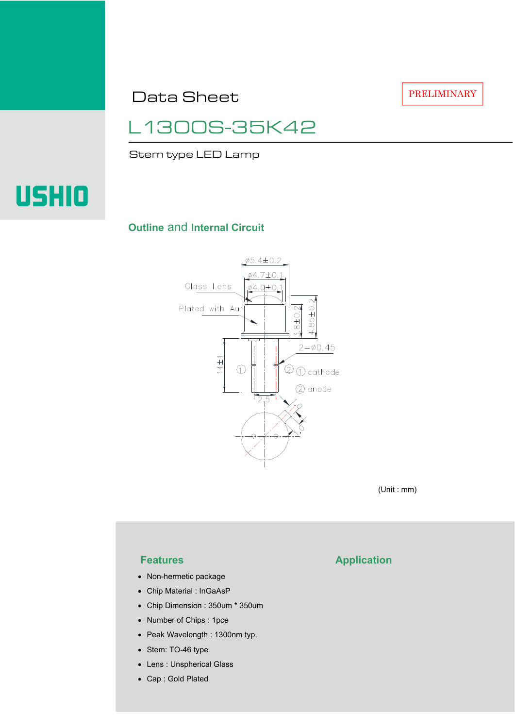PRELIMINARY

Data Sheet

# L1300S-35K42

Stem type LED Lamp

USHIO

## Outline and Internal Circuit

(Unit : mm)

## Features

- Non-hermetic package
- Chip Material : InGaAsP
- Chip Dimension : 350um * 350um
- Number of Chips : 1pce
- Peak Wavelength : 1300nm typ.
- Stem: TO-46 type
- Lens : Unspherical Glass
- Cap : Gold Plated

## Application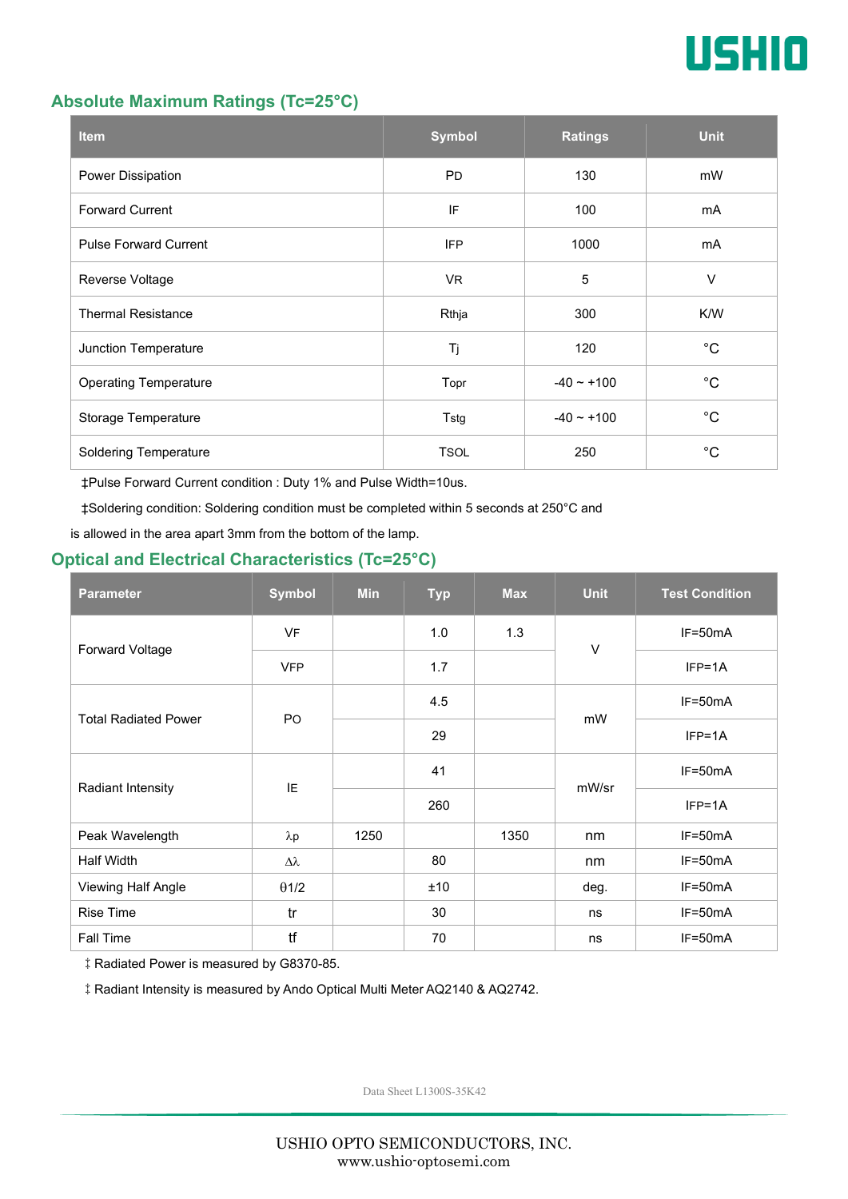## Absolute Maximum Ratings (Tc=25°C)

| Item | Symbol | Ratings | Unit |
|---|---|---|---|
| Power Dissipation | PD | 130 | mW |
| Forward Current | IF | 100 | mA |
| Pulse Forward Current | IFP | 1000 | mA |
| Reverse Voltage | VR | 5 | V |
| Thermal Resistance | Rthja | 300 | K/W |
| Junction Temperature | Tj | 120 | °C |
| Operating Temperature | Topr | -40 ~ +100 | °C |
| Storage Temperature | Tstg | -40 ~ +100 | °C |
| Soldering Temperature | TSOL | 250 | °C |

‡Pulse Forward Current condition : Duty 1% and Pulse Width=10us.

‡Soldering condition: Soldering condition must be completed within 5 seconds at 250°C and is allowed in the area apart 3mm from the bottom of the lamp.

## Optical and Electrical Characteristics (Tc=25°C)

| Parameter | Symbol | Min | Typ | Max | Unit | Test Condition |
|---|---|---|---|---|---|---|
| Forward Voltage | VF | | 1.0 | 1.3 | V | IF=50mA |
| | VFP | | 1.7 | | | IFP=1A |
| Total Radiated Power | PO | | 4.5 | | mW | IF=50mA |
| | | | 29 | | | IFP=1A |
| Radiant Intensity | IE | | 41 | | mW/sr | IF=50mA |
| | | | 260 | | | IFP=1A |
| Peak Wavelength | λp | 1250 | | 1350 | nm | IF=50mA |
| Half Width | Δλ | | 80 | | nm | IF=50mA |
| Viewing Half Angle | θ1/2 | | ±10 | | deg. | IF=50mA |
| Rise Time | tr | | 30 | | ns | IF=50mA |
| Fall Time | tf | | 70 | | ns | IF=50mA |

‡ Radiated Power is measured by G8370-85.

‡ Radiant Intensity is measured by Ando Optical Multi Meter AQ2140 & AQ2742.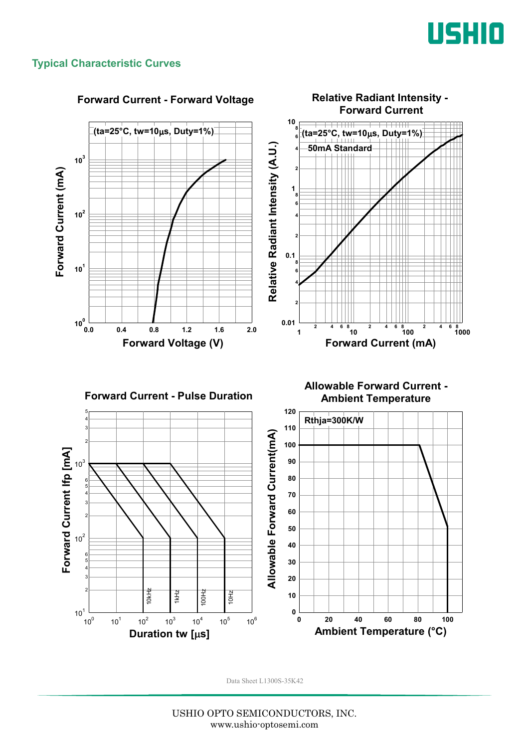## Typical Characteristic Curves

### Forward Current - Forward Voltage

(ta=25°C, tw=10μs, Duty=1%)

Forward Current (mA): $10^0$, $10^1$, $10^2$, $10^3$

Forward Voltage (V): 0.0, 0.4, 0.8, 1.2, 1.6, 2.0

### Relative Radiant Intensity - Forward Current

(ta=25°C, tw=10μs, Duty=1%)

50mA Standard

Relative Radiant Intensity (A.U.): 0.01, 0.1, 1, 10

Forward Current (mA): 1, 10, 100, 1000

### Forward Current - Pulse Duration

Forward Current Ifp [mA]: $10^1$, $10^2$, $10^3$

Duration tw [μs]: $10^0$, $10^1$, $10^2$, $10^3$, $10^4$, $10^5$, $10^6$

10kHz, 1kHz, 100Hz, 10Hz

### Allowable Forward Current - Ambient Temperature

Rthja=300K/W

Allowable Forward Current(mA): 0, 10, 20, 30, 40, 50, 60, 70, 80, 90, 100, 110, 120

Ambient Temperature (°C): 0, 20, 40, 60, 80, 100

Data Sheet L1300S-35K42

USHIO OPTO SEMICONDUCTORS, INC.
www.ushio-optosemi.com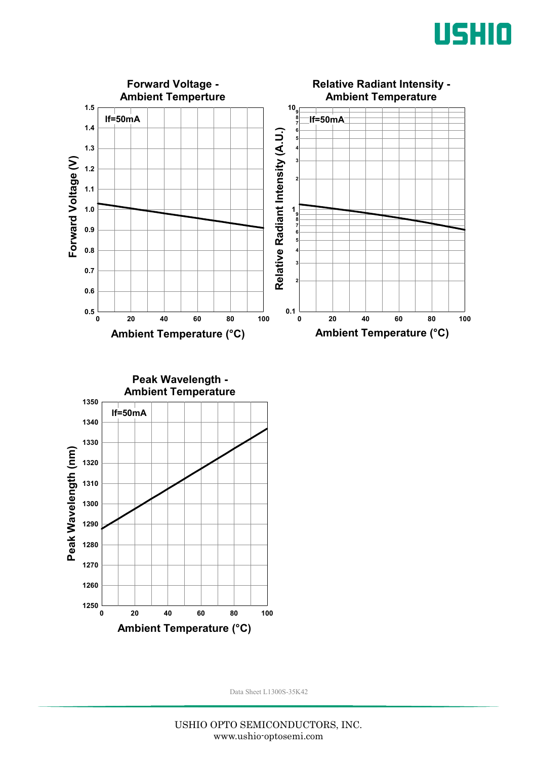**Forward Voltage - Ambient Temperture**

If=50mA

Forward Voltage (V)

Ambient Temperature (°C)

**Relative Radiant Intensity - Ambient Temperature**

If=50mA

Relative Radiant Intensity (A.U.)

Ambient Temperature (°C)

**Peak Wavelength - Ambient Temperature**

If=50mA

Peak Wavelength (nm)

Ambient Temperature (°C)

Data Sheet L1300S-35K42

USHIO OPTO SEMICONDUCTORS, INC.
www.ushio-optosemi.com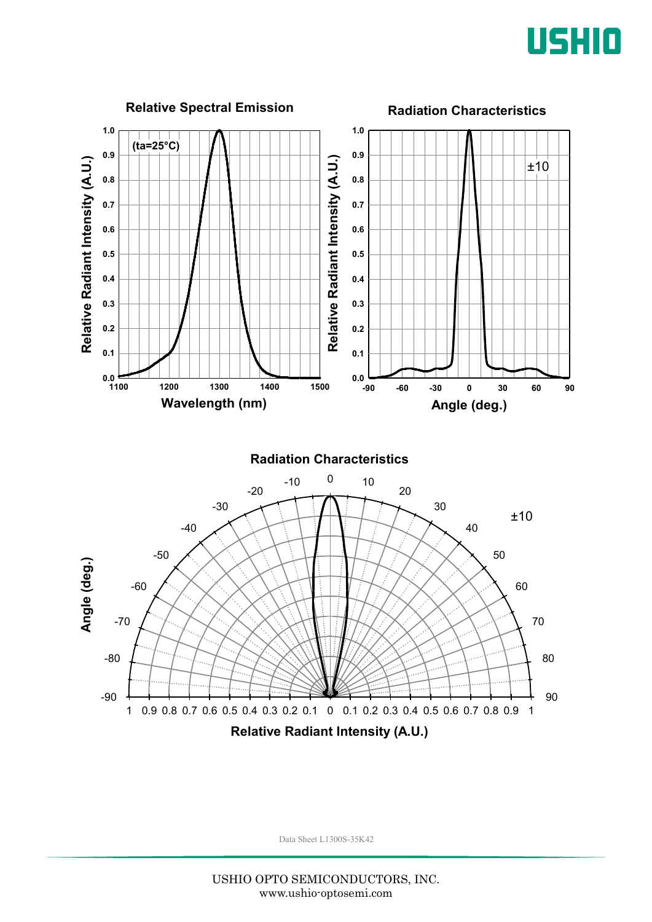### Relative Spectral Emission

(ta=25°C)

Relative Radiant Intensity (A.U.)

Wavelength (nm)

### Radiation Characteristics

±10

Relative Radiant Intensity (A.U.)

Angle (deg.)

### Radiation Characteristics

±10

Angle (deg.)

Relative Radiant Intensity (A.U.)

Data Sheet L1300S-35K42

USHIO OPTO SEMICONDUCTORS, INC.
www.ushio-optosemi.com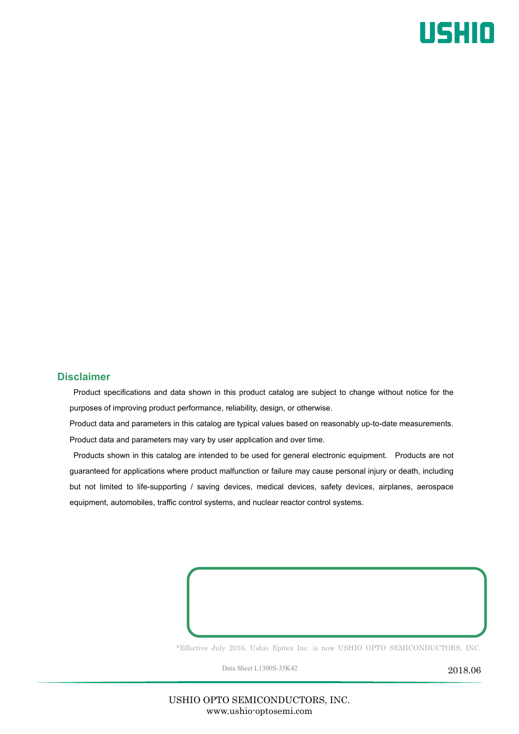## Disclaimer

Product specifications and data shown in this product catalog are subject to change without notice for the purposes of improving product performance, reliability, design, or otherwise.

Product data and parameters in this catalog are typical values based on reasonably up-to-date measurements. Product data and parameters may vary by user application and over time.

Products shown in this catalog are intended to be used for general electronic equipment. Products are not guaranteed for applications where product malfunction or failure may cause personal injury or death, including but not limited to life-supporting / saving devices, medical devices, safety devices, airplanes, aerospace equipment, automobiles, traffic control systems, and nuclear reactor control systems.

*Effective July 2016, Ushio Epitex Inc. is now USHIO OPTO SEMICONDUCTORS, INC.

Data Sheet L1300S-35K42

2018.06

USHIO OPTO SEMICONDUCTORS, INC.
www.ushio-optosemi.com